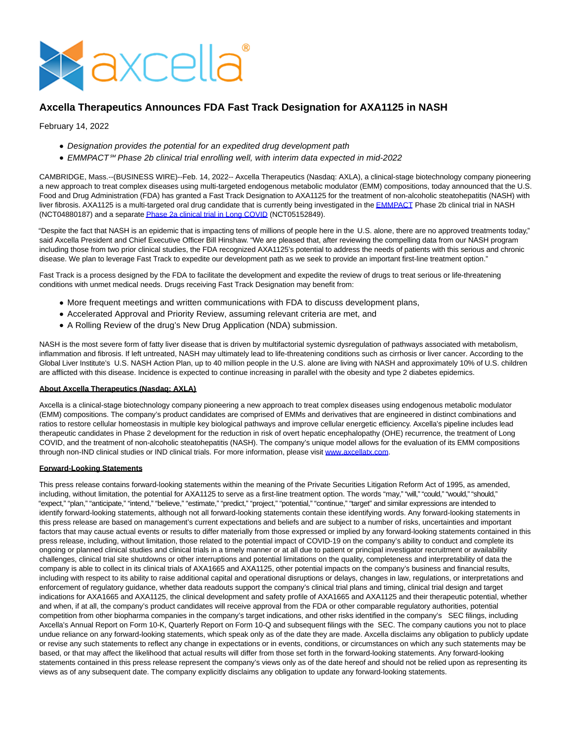# Axcella Therapeutics Announces FDA Fast Track Designation for AXA1125 in NASH

February 14, 2022

- *Designation provides the potential for an expedited drug development path*
- *EMMPACT℠ Phase 2b clinical trial enrolling well, with interim data expected in mid-2022*

CAMBRIDGE, Mass.--(BUSINESS WIRE)--Feb. 14, 2022-- Axcella Therapeutics (Nasdaq: AXLA), a clinical-stage biotechnology company pioneering a new approach to treat complex diseases using multi-targeted endogenous metabolic modulator (EMM) compositions, today announced that the U.S. Food and Drug Administration (FDA) has granted a Fast Track Designation to AXA1125 for the treatment of non-alcoholic steatohepatitis (NASH) with liver fibrosis. AXA1125 is a multi-targeted oral drug candidate that is currently being investigated in the EMMPACT Phase 2b clinical trial in NASH (NCT04880187) and a separate Phase 2a clinical trial in Long COVID (NCT05152849).

"Despite the fact that NASH is an epidemic that is impacting tens of millions of people here in the U.S. alone, there are no approved treatments today," said Axcella President and Chief Executive Officer Bill Hinshaw. "We are pleased that, after reviewing the compelling data from our NASH program including those from two prior clinical studies, the FDA recognized AXA1125's potential to address the needs of patients with this serious and chronic disease. We plan to leverage Fast Track to expedite our development path as we seek to provide an important first-line treatment option."

Fast Track is a process designed by the FDA to facilitate the development and expedite the review of drugs to treat serious or life-threatening conditions with unmet medical needs. Drugs receiving Fast Track Designation may benefit from:

- More frequent meetings and written communications with FDA to discuss development plans,
- Accelerated Approval and Priority Review, assuming relevant criteria are met, and
- A Rolling Review of the drug's New Drug Application (NDA) submission.

NASH is the most severe form of fatty liver disease that is driven by multifactorial systemic dysregulation of pathways associated with metabolism, inflammation and fibrosis. If left untreated, NASH may ultimately lead to life-threatening conditions such as cirrhosis or liver cancer. According to the Global Liver Institute's U.S. NASH Action Plan, up to 40 million people in the U.S. alone are living with NASH and approximately 10% of U.S. children are afflicted with this disease. Incidence is expected to continue increasing in parallel with the obesity and type 2 diabetes epidemics.

**About Axcella Therapeutics (Nasdaq: AXLA)**

Axcella is a clinical-stage biotechnology company pioneering a new approach to treat complex diseases using endogenous metabolic modulator (EMM) compositions. The company's product candidates are comprised of EMMs and derivatives that are engineered in distinct combinations and ratios to restore cellular homeostasis in multiple key biological pathways and improve cellular energetic efficiency. Axcella's pipeline includes lead therapeutic candidates in Phase 2 development for the reduction in risk of overt hepatic encephalopathy (OHE) recurrence, the treatment of Long COVID, and the treatment of non-alcoholic steatohepatitis (NASH). The company's unique model allows for the evaluation of its EMM compositions through non-IND clinical studies or IND clinical trials. For more information, please visit www.axcellatx.com.

**Forward-Looking Statements**

This press release contains forward-looking statements within the meaning of the Private Securities Litigation Reform Act of 1995, as amended, including, without limitation, the potential for AXA1125 to serve as a first-line treatment option. The words "may," "will," "could," "would," "should," "expect," "plan," "anticipate," "intend," "believe," "estimate," "predict," "project," "potential," "continue," "target" and similar expressions are intended to identify forward-looking statements, although not all forward-looking statements contain these identifying words. Any forward-looking statements in this press release are based on management's current expectations and beliefs and are subject to a number of risks, uncertainties and important factors that may cause actual events or results to differ materially from those expressed or implied by any forward-looking statements contained in this press release, including, without limitation, those related to the potential impact of COVID-19 on the company's ability to conduct and complete its ongoing or planned clinical studies and clinical trials in a timely manner or at all due to patient or principal investigator recruitment or availability challenges, clinical trial site shutdowns or other interruptions and potential limitations on the quality, completeness and interpretability of data the company is able to collect in its clinical trials of AXA1665 and AXA1125, other potential impacts on the company's business and financial results, including with respect to its ability to raise additional capital and operational disruptions or delays, changes in law, regulations, or interpretations and enforcement of regulatory guidance, whether data readouts support the company's clinical trial plans and timing, clinical trial design and target indications for AXA1665 and AXA1125, the clinical development and safety profile of AXA1665 and AXA1125 and their therapeutic potential, whether and when, if at all, the company's product candidates will receive approval from the FDA or other comparable regulatory authorities, potential competition from other biopharma companies in the company's target indications, and other risks identified in the company's SEC filings, including Axcella's Annual Report on Form 10-K, Quarterly Report on Form 10-Q and subsequent filings with the SEC. The company cautions you not to place undue reliance on any forward-looking statements, which speak only as of the date they are made. Axcella disclaims any obligation to publicly update or revise any such statements to reflect any change in expectations or in events, conditions, or circumstances on which any such statements may be based, or that may affect the likelihood that actual results will differ from those set forth in the forward-looking statements. Any forward-looking statements contained in this press release represent the company's views only as of the date hereof and should not be relied upon as representing its views as of any subsequent date. The company explicitly disclaims any obligation to update any forward-looking statements.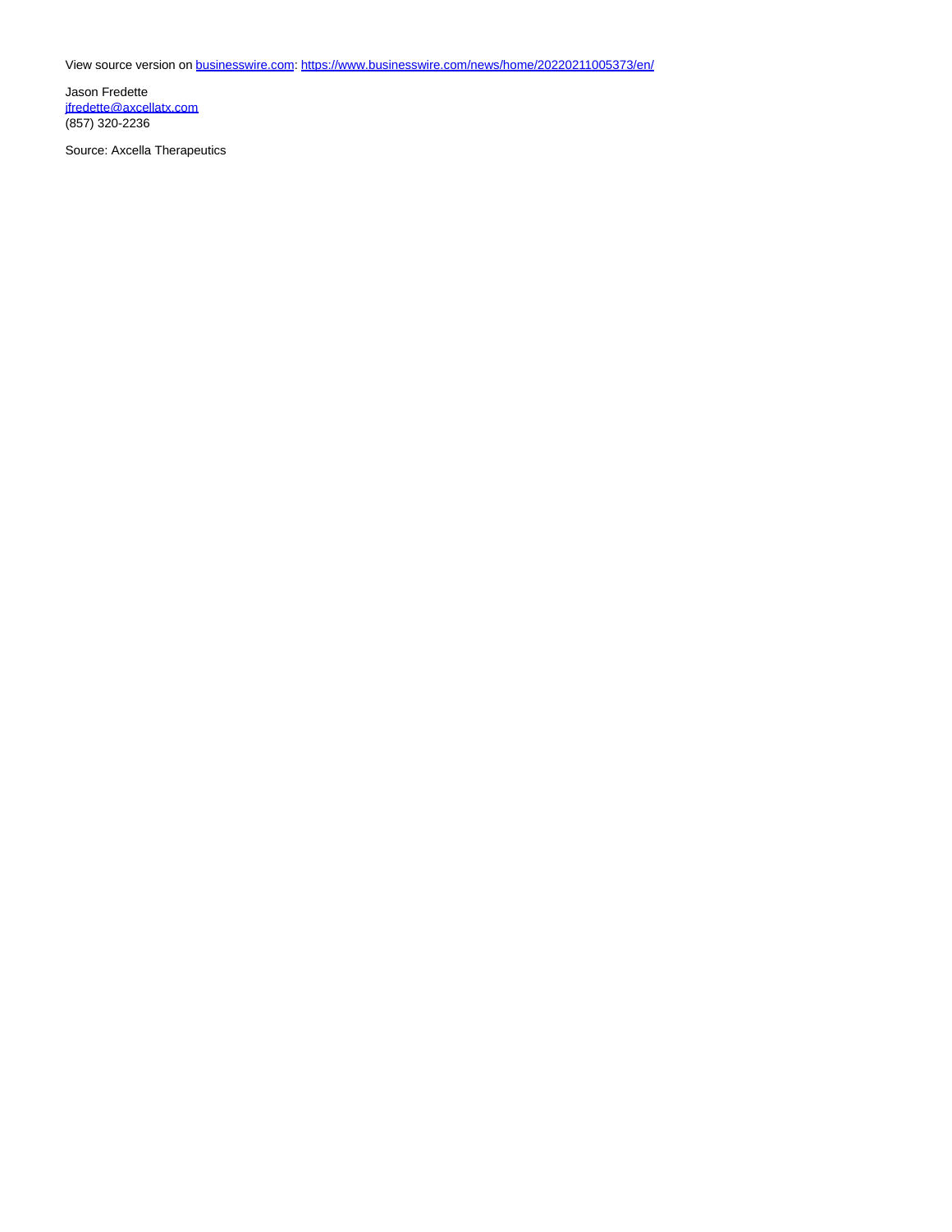View source version on [businesswire.com](https://www.businesswire.com): [https://www.businesswire.com/news/home/20220211005373/en/](https://www.businesswire.com/news/home/20220211005373/en/)

Jason Fredette
[jfredette@axcellatx.com](mailto:jfredette@axcellatx.com)
(857) 320-2236

Source: Axcella Therapeutics